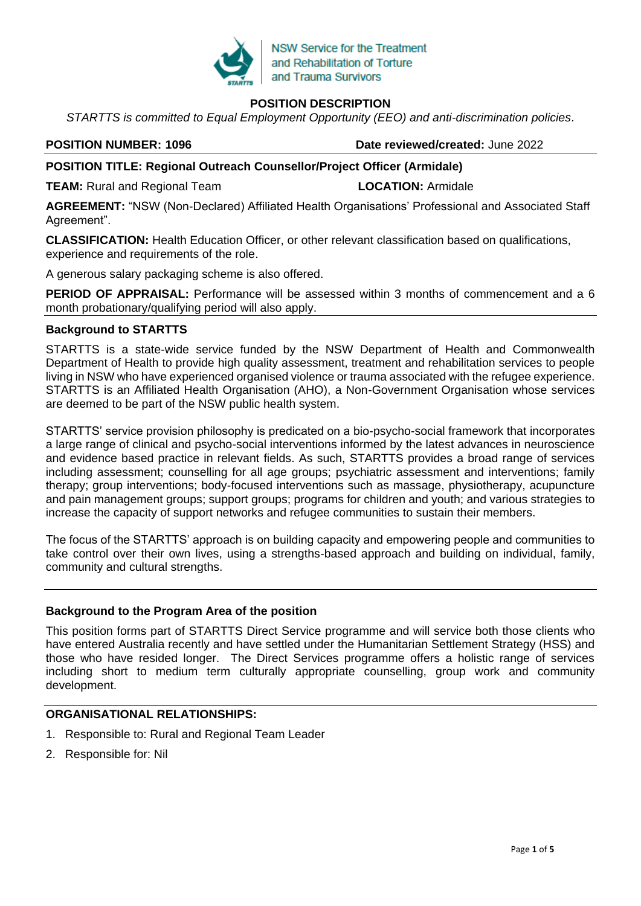NSW Service for the Treatment and Rehabilitation of Torture and Trauma Survivors

# POSITION DESCRIPTION

*STARTTS is committed to Equal Employment Opportunity (EEO) and anti-discrimination policies*.

**POSITION NUMBER: 1096** **Date reviewed/created:** June 2022

**POSITION TITLE: Regional Outreach Counsellor/Project Officer (Armidale)**

**TEAM:** Rural and Regional Team **LOCATION:** Armidale

**AGREEMENT:** "NSW (Non-Declared) Affiliated Health Organisations' Professional and Associated Staff Agreement".

**CLASSIFICATION:** Health Education Officer, or other relevant classification based on qualifications, experience and requirements of the role.

A generous salary packaging scheme is also offered.

**PERIOD OF APPRAISAL:** Performance will be assessed within 3 months of commencement and a 6 month probationary/qualifying period will also apply.

## Background to STARTTS

STARTTS is a state-wide service funded by the NSW Department of Health and Commonwealth Department of Health to provide high quality assessment, treatment and rehabilitation services to people living in NSW who have experienced organised violence or trauma associated with the refugee experience. STARTTS is an Affiliated Health Organisation (AHO), a Non-Government Organisation whose services are deemed to be part of the NSW public health system.

STARTTS' service provision philosophy is predicated on a bio-psycho-social framework that incorporates a large range of clinical and psycho-social interventions informed by the latest advances in neuroscience and evidence based practice in relevant fields. As such, STARTTS provides a broad range of services including assessment; counselling for all age groups; psychiatric assessment and interventions; family therapy; group interventions; body-focused interventions such as massage, physiotherapy, acupuncture and pain management groups; support groups; programs for children and youth; and various strategies to increase the capacity of support networks and refugee communities to sustain their members.

The focus of the STARTTS' approach is on building capacity and empowering people and communities to take control over their own lives, using a strengths-based approach and building on individual, family, community and cultural strengths.

## Background to the Program Area of the position

This position forms part of STARTTS Direct Service programme and will service both those clients who have entered Australia recently and have settled under the Humanitarian Settlement Strategy (HSS) and those who have resided longer. The Direct Services programme offers a holistic range of services including short to medium term culturally appropriate counselling, group work and community development.

## ORGANISATIONAL RELATIONSHIPS:

1. Responsible to: Rural and Regional Team Leader
2. Responsible for: Nil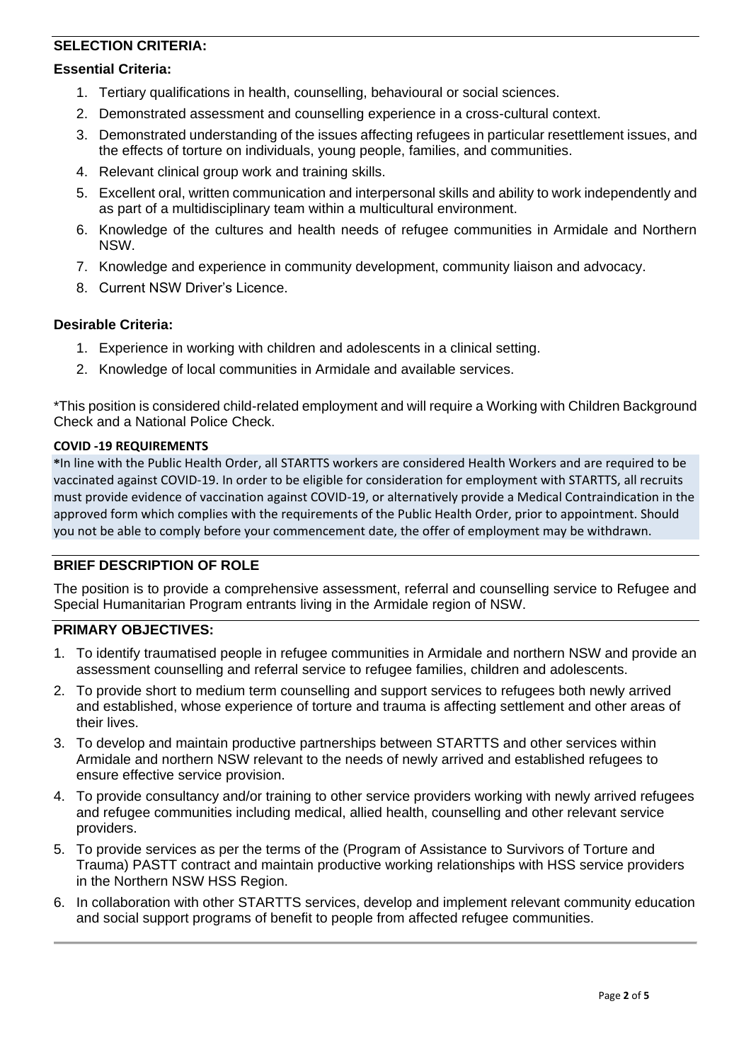## SELECTION CRITERIA:

### Essential Criteria:

1. Tertiary qualifications in health, counselling, behavioural or social sciences.
2. Demonstrated assessment and counselling experience in a cross-cultural context.
3. Demonstrated understanding of the issues affecting refugees in particular resettlement issues, and the effects of torture on individuals, young people, families, and communities.
4. Relevant clinical group work and training skills.
5. Excellent oral, written communication and interpersonal skills and ability to work independently and as part of a multidisciplinary team within a multicultural environment.
6. Knowledge of the cultures and health needs of refugee communities in Armidale and Northern NSW.
7. Knowledge and experience in community development, community liaison and advocacy.
8. Current NSW Driver's Licence.

### Desirable Criteria:

1. Experience in working with children and adolescents in a clinical setting.
2. Knowledge of local communities in Armidale and available services.

*This position is considered child-related employment and will require a Working with Children Background Check and a National Police Check.

**COVID -19 REQUIREMENTS**

*In line with the Public Health Order, all STARTTS workers are considered Health Workers and are required to be vaccinated against COVID-19. In order to be eligible for consideration for employment with STARTTS, all recruits must provide evidence of vaccination against COVID-19, or alternatively provide a Medical Contraindication in the approved form which complies with the requirements of the Public Health Order, prior to appointment. Should you not be able to comply before your commencement date, the offer of employment may be withdrawn.

## BRIEF DESCRIPTION OF ROLE

The position is to provide a comprehensive assessment, referral and counselling service to Refugee and Special Humanitarian Program entrants living in the Armidale region of NSW.

## PRIMARY OBJECTIVES:

1. To identify traumatised people in refugee communities in Armidale and northern NSW and provide an assessment counselling and referral service to refugee families, children and adolescents.
2. To provide short to medium term counselling and support services to refugees both newly arrived and established, whose experience of torture and trauma is affecting settlement and other areas of their lives.
3. To develop and maintain productive partnerships between STARTTS and other services within Armidale and northern NSW relevant to the needs of newly arrived and established refugees to ensure effective service provision.
4. To provide consultancy and/or training to other service providers working with newly arrived refugees and refugee communities including medical, allied health, counselling and other relevant service providers.
5. To provide services as per the terms of the (Program of Assistance to Survivors of Torture and Trauma) PASTT contract and maintain productive working relationships with HSS service providers in the Northern NSW HSS Region.
6. In collaboration with other STARTTS services, develop and implement relevant community education and social support programs of benefit to people from affected refugee communities.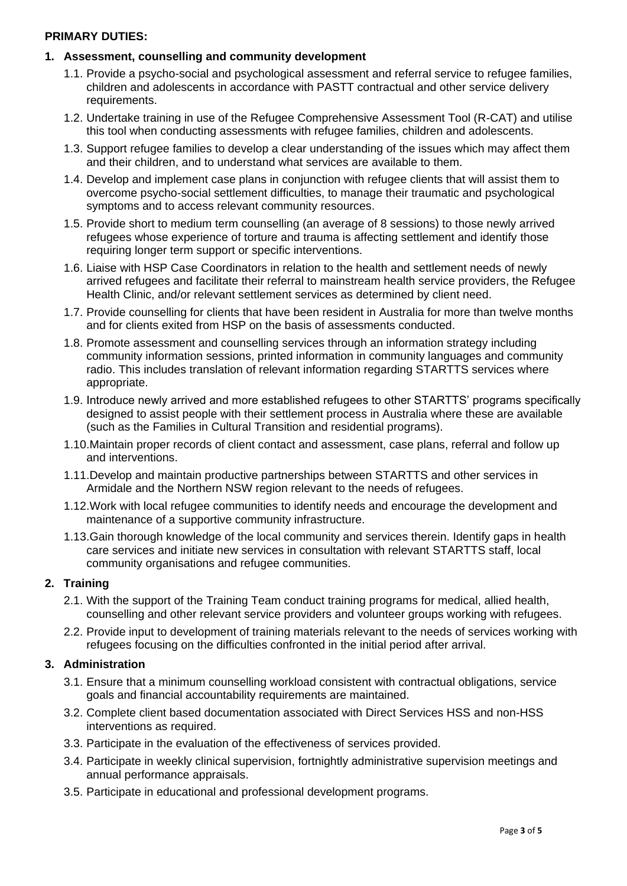**PRIMARY DUTIES:**

1. **Assessment, counselling and community development**
   1.1. Provide a psycho-social and psychological assessment and referral service to refugee families, children and adolescents in accordance with PASTT contractual and other service delivery requirements.
   1.2. Undertake training in use of the Refugee Comprehensive Assessment Tool (R-CAT) and utilise this tool when conducting assessments with refugee families, children and adolescents.
   1.3. Support refugee families to develop a clear understanding of the issues which may affect them and their children, and to understand what services are available to them.
   1.4. Develop and implement case plans in conjunction with refugee clients that will assist them to overcome psycho-social settlement difficulties, to manage their traumatic and psychological symptoms and to access relevant community resources.
   1.5. Provide short to medium term counselling (an average of 8 sessions) to those newly arrived refugees whose experience of torture and trauma is affecting settlement and identify those requiring longer term support or specific interventions.
   1.6. Liaise with HSP Case Coordinators in relation to the health and settlement needs of newly arrived refugees and facilitate their referral to mainstream health service providers, the Refugee Health Clinic, and/or relevant settlement services as determined by client need.
   1.7. Provide counselling for clients that have been resident in Australia for more than twelve months and for clients exited from HSP on the basis of assessments conducted.
   1.8. Promote assessment and counselling services through an information strategy including community information sessions, printed information in community languages and community radio. This includes translation of relevant information regarding STARTTS services where appropriate.
   1.9. Introduce newly arrived and more established refugees to other STARTTS' programs specifically designed to assist people with their settlement process in Australia where these are available (such as the Families in Cultural Transition and residential programs).
   1.10. Maintain proper records of client contact and assessment, case plans, referral and follow up and interventions.
   1.11. Develop and maintain productive partnerships between STARTTS and other services in Armidale and the Northern NSW region relevant to the needs of refugees.
   1.12. Work with local refugee communities to identify needs and encourage the development and maintenance of a supportive community infrastructure.
   1.13. Gain thorough knowledge of the local community and services therein. Identify gaps in health care services and initiate new services in consultation with relevant STARTTS staff, local community organisations and refugee communities.

2. **Training**
   2.1. With the support of the Training Team conduct training programs for medical, allied health, counselling and other relevant service providers and volunteer groups working with refugees.
   2.2. Provide input to development of training materials relevant to the needs of services working with refugees focusing on the difficulties confronted in the initial period after arrival.

3. **Administration**
   3.1. Ensure that a minimum counselling workload consistent with contractual obligations, service goals and financial accountability requirements are maintained.
   3.2. Complete client based documentation associated with Direct Services HSS and non-HSS interventions as required.
   3.3. Participate in the evaluation of the effectiveness of services provided.
   3.4. Participate in weekly clinical supervision, fortnightly administrative supervision meetings and annual performance appraisals.
   3.5. Participate in educational and professional development programs.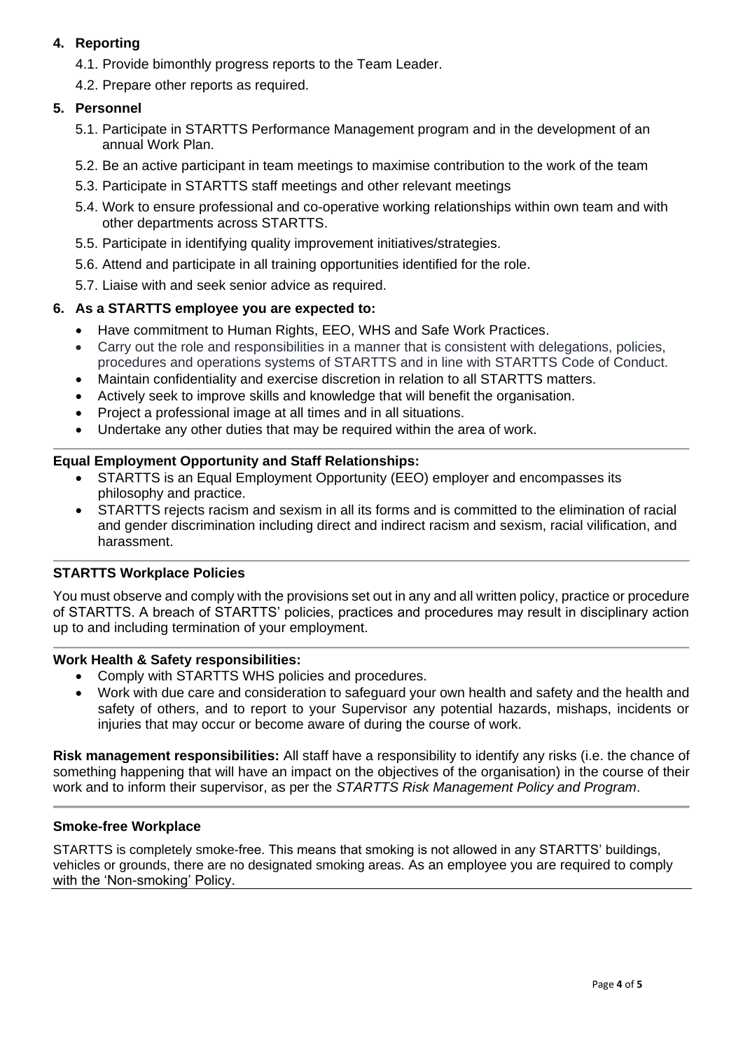**4. Reporting**

4.1. Provide bimonthly progress reports to the Team Leader.

4.2. Prepare other reports as required.

**5. Personnel**

5.1. Participate in STARTTS Performance Management program and in the development of an annual Work Plan.

5.2. Be an active participant in team meetings to maximise contribution to the work of the team

5.3. Participate in STARTTS staff meetings and other relevant meetings

5.4. Work to ensure professional and co-operative working relationships within own team and with other departments across STARTTS.

5.5. Participate in identifying quality improvement initiatives/strategies.

5.6. Attend and participate in all training opportunities identified for the role.

5.7. Liaise with and seek senior advice as required.

**6. As a STARTTS employee you are expected to:**

- Have commitment to Human Rights, EEO, WHS and Safe Work Practices.
- Carry out the role and responsibilities in a manner that is consistent with delegations, policies, procedures and operations systems of STARTTS and in line with STARTTS Code of Conduct.
- Maintain confidentiality and exercise discretion in relation to all STARTTS matters.
- Actively seek to improve skills and knowledge that will benefit the organisation.
- Project a professional image at all times and in all situations.
- Undertake any other duties that may be required within the area of work.

**Equal Employment Opportunity and Staff Relationships:**

- STARTTS is an Equal Employment Opportunity (EEO) employer and encompasses its philosophy and practice.
- STARTTS rejects racism and sexism in all its forms and is committed to the elimination of racial and gender discrimination including direct and indirect racism and sexism, racial vilification, and harassment.

**STARTTS Workplace Policies**

You must observe and comply with the provisions set out in any and all written policy, practice or procedure of STARTTS. A breach of STARTTS' policies, practices and procedures may result in disciplinary action up to and including termination of your employment.

**Work Health & Safety responsibilities:**

- Comply with STARTTS WHS policies and procedures.
- Work with due care and consideration to safeguard your own health and safety and the health and safety of others, and to report to your Supervisor any potential hazards, mishaps, incidents or injuries that may occur or become aware of during the course of work.

**Risk management responsibilities:** All staff have a responsibility to identify any risks (i.e. the chance of something happening that will have an impact on the objectives of the organisation) in the course of their work and to inform their supervisor, as per the *STARTTS Risk Management Policy and Program*.

**Smoke-free Workplace**

STARTTS is completely smoke-free. This means that smoking is not allowed in any STARTTS' buildings, vehicles or grounds, there are no designated smoking areas. As an employee you are required to comply with the 'Non-smoking' Policy.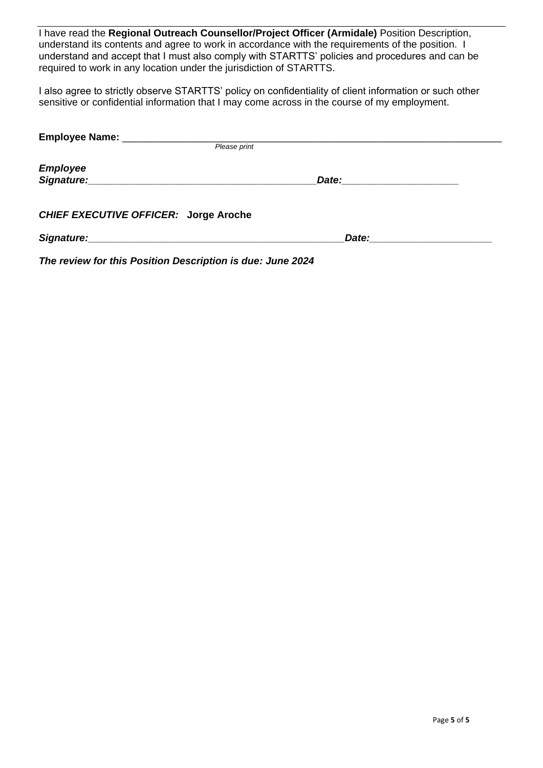I have read the **Regional Outreach Counsellor/Project Officer (Armidale)** Position Description, understand its contents and agree to work in accordance with the requirements of the position. I understand and accept that I must also comply with STARTTS' policies and procedures and can be required to work in any location under the jurisdiction of STARTTS.

I also agree to strictly observe STARTTS' policy on confidentiality of client information or such other sensitive or confidential information that I may come across in the course of my employment.

**Employee Name:** ______________________________________________________________________
*Please print*

***Employee Signature:***__________________________________________***Date:***_____________________

***CHIEF EXECUTIVE OFFICER:*** **Jorge Aroche**

***Signature:***_______________________________________________***Date:***______________________

***The review for this Position Description is due: June 2024***